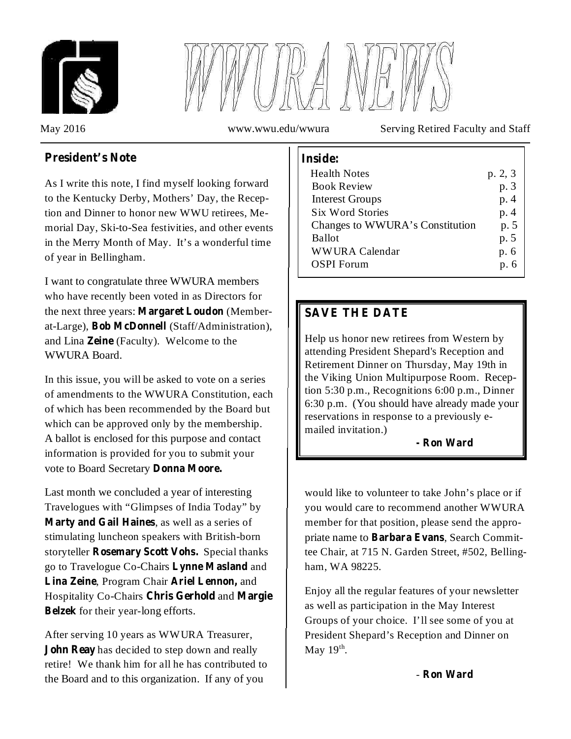# WWURA NEWS

May 2016 www.wwu.edu/wwura Serving Retired Faculty and Staff

## President's Note

As I write this note, I find myself looking forward to the Kentucky Derby, Mothers' Day, the Reception and Dinner to honor new WWU retirees, Memorial Day, Ski-to-Sea festivities, and other events in the Merry Month of May. It's a wonderful time of year in Bellingham.

I want to congratulate three WWURA members who have recently been voted in as Directors for the next three years: **Margaret Loudon** (Member-at-Large), **Bob McDonnell** (Staff/Administration), and Lina **Zeine** (Faculty). Welcome to the WWURA Board.

In this issue, you will be asked to vote on a series of amendments to the WWURA Constitution, each of which has been recommended by the Board but which can be approved only by the membership. A ballot is enclosed for this purpose and contact information is provided for you to submit your vote to Board Secretary **Donna Moore.**

Last month we concluded a year of interesting Travelogues with "Glimpses of India Today" by **Marty and Gail Haines**, as well as a series of stimulating luncheon speakers with British-born storyteller **Rosemary Scott Vohs.** Special thanks go to Travelogue Co-Chairs **Lynne Masland** and **Lina Zeine**, Program Chair **Ariel Lennon,** and Hospitality Co-Chairs **Chris Gerhold** and **Margie Belzek** for their year-long efforts.

After serving 10 years as WWURA Treasurer, **John Reay** has decided to step down and really retire! We thank him for all he has contributed to the Board and to this organization. If any of you would like to volunteer to take John's place or if you would care to recommend another WWURA member for that position, please send the appropriate name to **Barbara Evans**, Search Committee Chair, at 715 N. Garden Street, #502, Bellingham, WA 98225.

Enjoy all the regular features of your newsletter as well as participation in the May Interest Groups of your choice. I'll see some of you at President Shepard's Reception and Dinner on May 19th.

\- **Ron Ward**

**Inside:**

| | |
|---|---|
| Health Notes | p. 2, 3 |
| Book Review | p. 3 |
| Interest Groups | p. 4 |
| Six Word Stories | p. 4 |
| Changes to WWURA's Constitution | p. 5 |
| Ballot | p. 5 |
| WWURA Calendar | p. 6 |
| OSPI Forum | p. 6 |

## SAVE THE DATE

Help us honor new retirees from Western by attending President Shepard's Reception and Retirement Dinner on Thursday, May 19th in the Viking Union Multipurpose Room. Reception 5:30 p.m., Recognitions 6:00 p.m., Dinner 6:30 p.m. (You should have already made your reservations in response to a previously e-mailed invitation.)

**- Ron Ward**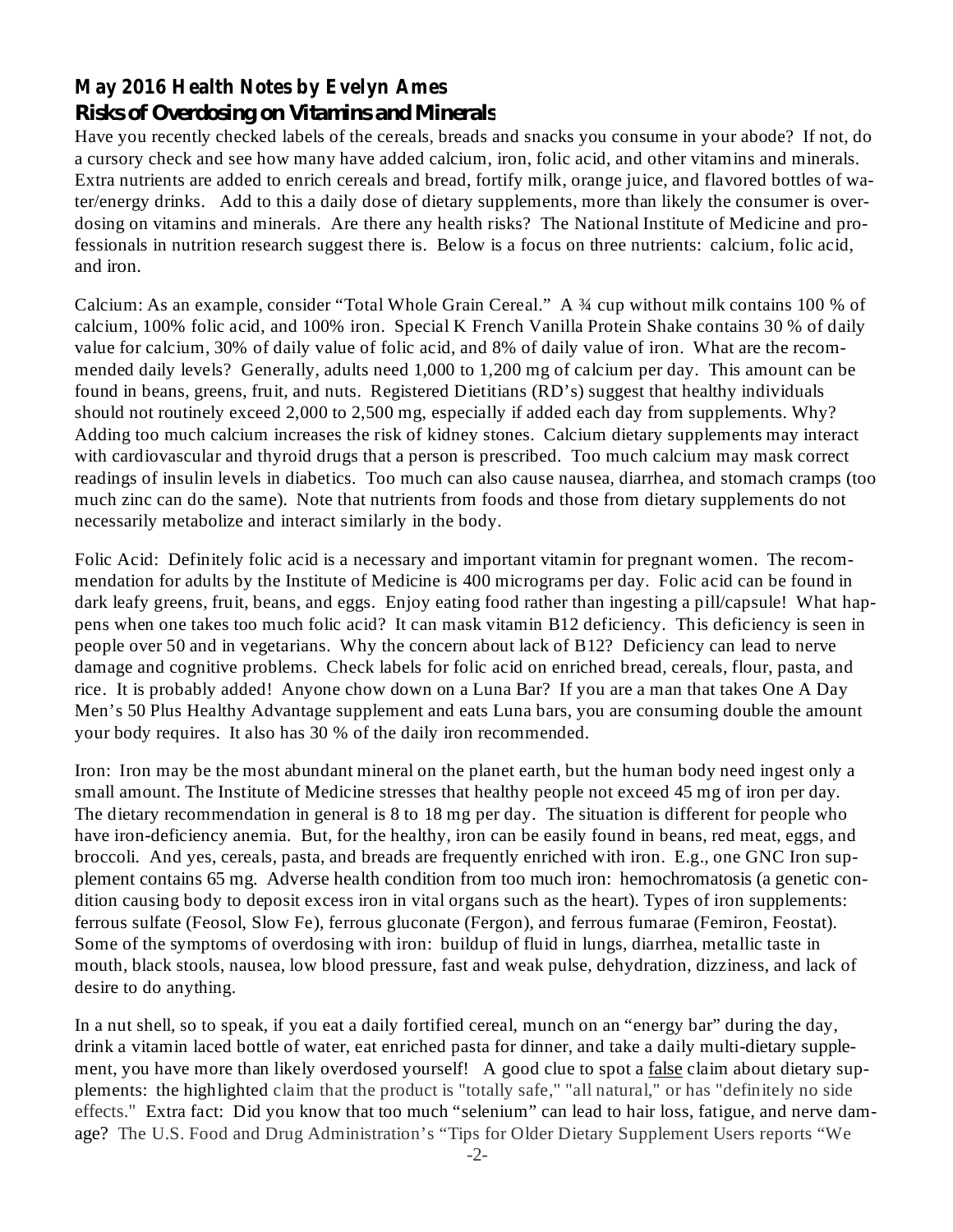## May 2016 Health Notes by Evelyn Ames

### Risks of Overdosing on Vitamins and Minerals

Have you recently checked labels of the cereals, breads and snacks you consume in your abode? If not, do a cursory check and see how many have added calcium, iron, folic acid, and other vitamins and minerals. Extra nutrients are added to enrich cereals and bread, fortify milk, orange juice, and flavored bottles of water/energy drinks. Add to this a daily dose of dietary supplements, more than likely the consumer is overdosing on vitamins and minerals. Are there any health risks? The National Institute of Medicine and professionals in nutrition research suggest there is. Below is a focus on three nutrients: calcium, folic acid, and iron.

Calcium: As an example, consider "Total Whole Grain Cereal." A ¾ cup without milk contains 100 % of calcium, 100% folic acid, and 100% iron. Special K French Vanilla Protein Shake contains 30 % of daily value for calcium, 30% of daily value of folic acid, and 8% of daily value of iron. What are the recommended daily levels? Generally, adults need 1,000 to 1,200 mg of calcium per day. This amount can be found in beans, greens, fruit, and nuts. Registered Dietitians (RD's) suggest that healthy individuals should not routinely exceed 2,000 to 2,500 mg, especially if added each day from supplements. Why? Adding too much calcium increases the risk of kidney stones. Calcium dietary supplements may interact with cardiovascular and thyroid drugs that a person is prescribed. Too much calcium may mask correct readings of insulin levels in diabetics. Too much can also cause nausea, diarrhea, and stomach cramps (too much zinc can do the same). Note that nutrients from foods and those from dietary supplements do not necessarily metabolize and interact similarly in the body.

Folic Acid: Definitely folic acid is a necessary and important vitamin for pregnant women. The recommendation for adults by the Institute of Medicine is 400 micrograms per day. Folic acid can be found in dark leafy greens, fruit, beans, and eggs. Enjoy eating food rather than ingesting a pill/capsule! What happens when one takes too much folic acid? It can mask vitamin B12 deficiency. This deficiency is seen in people over 50 and in vegetarians. Why the concern about lack of B12? Deficiency can lead to nerve damage and cognitive problems. Check labels for folic acid on enriched bread, cereals, flour, pasta, and rice. It is probably added! Anyone chow down on a Luna Bar? If you are a man that takes One A Day Men's 50 Plus Healthy Advantage supplement and eats Luna bars, you are consuming double the amount your body requires. It also has 30 % of the daily iron recommended.

Iron: Iron may be the most abundant mineral on the planet earth, but the human body need ingest only a small amount. The Institute of Medicine stresses that healthy people not exceed 45 mg of iron per day. The dietary recommendation in general is 8 to 18 mg per day. The situation is different for people who have iron-deficiency anemia. But, for the healthy, iron can be easily found in beans, red meat, eggs, and broccoli. And yes, cereals, pasta, and breads are frequently enriched with iron. E.g., one GNC Iron supplement contains 65 mg. Adverse health condition from too much iron: hemochromatosis (a genetic condition causing body to deposit excess iron in vital organs such as the heart). Types of iron supplements: ferrous sulfate (Feosol, Slow Fe), ferrous gluconate (Fergon), and ferrous fumarae (Femiron, Feostat). Some of the symptoms of overdosing with iron: buildup of fluid in lungs, diarrhea, metallic taste in mouth, black stools, nausea, low blood pressure, fast and weak pulse, dehydration, dizziness, and lack of desire to do anything.

In a nut shell, so to speak, if you eat a daily fortified cereal, munch on an "energy bar" during the day, drink a vitamin laced bottle of water, eat enriched pasta for dinner, and take a daily multi-dietary supplement, you have more than likely overdosed yourself! A good clue to spot a <u>false</u> claim about dietary supplements: the highlighted claim that the product is "totally safe," "all natural," or has "definitely no side effects." Extra fact: Did you know that too much "selenium" can lead to hair loss, fatigue, and nerve damage? The U.S. Food and Drug Administration's "Tips for Older Dietary Supplement Users reports "We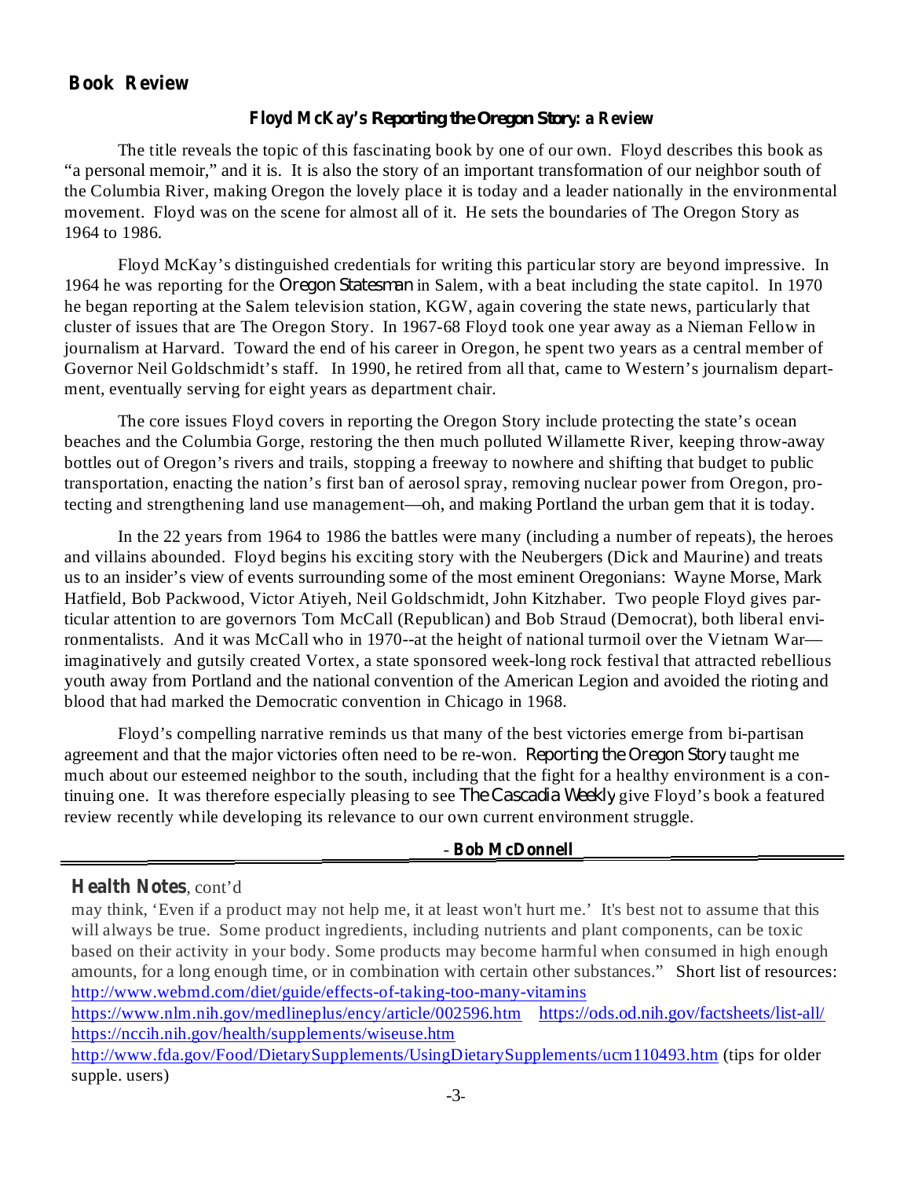## Book Review

### Floyd McKay's *Reporting the Oregon Story*: a Review

The title reveals the topic of this fascinating book by one of our own. Floyd describes this book as "a personal memoir," and it is. It is also the story of an important transformation of our neighbor south of the Columbia River, making Oregon the lovely place it is today and a leader nationally in the environmental movement. Floyd was on the scene for almost all of it. He sets the boundaries of The Oregon Story as 1964 to 1986.

Floyd McKay's distinguished credentials for writing this particular story are beyond impressive. In 1964 he was reporting for the *Oregon Statesman* in Salem, with a beat including the state capitol. In 1970 he began reporting at the Salem television station, KGW, again covering the state news, particularly that cluster of issues that are The Oregon Story. In 1967-68 Floyd took one year away as a Nieman Fellow in journalism at Harvard. Toward the end of his career in Oregon, he spent two years as a central member of Governor Neil Goldschmidt's staff. In 1990, he retired from all that, came to Western's journalism department, eventually serving for eight years as department chair.

The core issues Floyd covers in reporting the Oregon Story include protecting the state's ocean beaches and the Columbia Gorge, restoring the then much polluted Willamette River, keeping throw-away bottles out of Oregon's rivers and trails, stopping a freeway to nowhere and shifting that budget to public transportation, enacting the nation's first ban of aerosol spray, removing nuclear power from Oregon, protecting and strengthening land use management—oh, and making Portland the urban gem that it is today.

In the 22 years from 1964 to 1986 the battles were many (including a number of repeats), the heroes and villains abounded. Floyd begins his exciting story with the Neubergers (Dick and Maurine) and treats us to an insider's view of events surrounding some of the most eminent Oregonians: Wayne Morse, Mark Hatfield, Bob Packwood, Victor Atiyeh, Neil Goldschmidt, John Kitzhaber. Two people Floyd gives particular attention to are governors Tom McCall (Republican) and Bob Straud (Democrat), both liberal environmentalists. And it was McCall who in 1970--at the height of national turmoil over the Vietnam War—imaginatively and gutsily created Vortex, a state sponsored week-long rock festival that attracted rebellious youth away from Portland and the national convention of the American Legion and avoided the rioting and blood that had marked the Democratic convention in Chicago in 1968.

Floyd's compelling narrative reminds us that many of the best victories emerge from bi-partisan agreement and that the major victories often need to be re-won. *Reporting the Oregon Story* taught me much about our esteemed neighbor to the south, including that the fight for a healthy environment is a continuing one. It was therefore especially pleasing to see *The Cascadia Weekly* give Floyd's book a featured review recently while developing its relevance to our own current environment struggle.

- **Bob McDonnell**

---

**Health Notes**, cont'd

may think, 'Even if a product may not help me, it at least won't hurt me.' It's best not to assume that this will always be true. Some product ingredients, including nutrients and plant components, can be toxic based on their activity in your body. Some products may become harmful when consumed in high enough amounts, for a long enough time, or in combination with certain other substances." Short list of resources:
http://www.webmd.com/diet/guide/effects-of-taking-too-many-vitamins
https://www.nlm.nih.gov/medlineplus/ency/article/002596.htm https://ods.od.nih.gov/factsheets/list-all/
https://nccih.nih.gov/health/supplements/wiseuse.htm
http://www.fda.gov/Food/DietarySupplements/UsingDietarySupplements/ucm110493.htm (tips for older supple. users)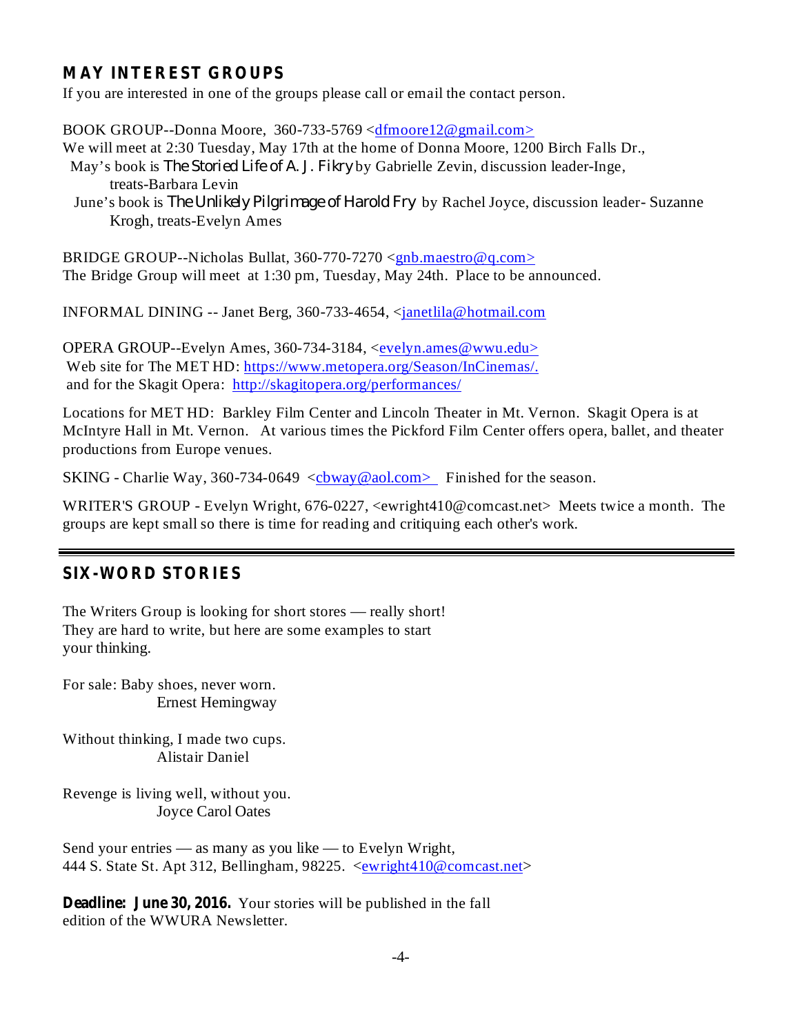## MAY INTEREST GROUPS

If you are interested in one of the groups please call or email the contact person.

BOOK GROUP--Donna Moore, 360-733-5769 <dfmoore12@gmail.com>
We will meet at 2:30 Tuesday, May 17th at the home of Donna Moore, 1200 Birch Falls Dr.,
May's book is *The Storied Life of A. J. Fikry* by Gabrielle Zevin, discussion leader-Inge, treats-Barbara Levin
June's book is *The Unlikely Pilgrimage of Harold Fry* by Rachel Joyce, discussion leader- Suzanne Krogh, treats-Evelyn Ames

BRIDGE GROUP--Nicholas Bullat, 360-770-7270 <gnb.maestro@q.com>
The Bridge Group will meet at 1:30 pm, Tuesday, May 24th. Place to be announced.

INFORMAL DINING -- Janet Berg, 360-733-4654, <janetlila@hotmail.com

OPERA GROUP--Evelyn Ames, 360-734-3184, <evelyn.ames@wwu.edu>
Web site for The MET HD: https://www.metopera.org/Season/InCinemas/.
and for the Skagit Opera: http://skagitopera.org/performances/

Locations for MET HD: Barkley Film Center and Lincoln Theater in Mt. Vernon. Skagit Opera is at McIntyre Hall in Mt. Vernon. At various times the Pickford Film Center offers opera, ballet, and theater productions from Europe venues.

SKING - Charlie Way, 360-734-0649 <cbway@aol.com> Finished for the season.

WRITER'S GROUP - Evelyn Wright, 676-0227, <ewright410@comcast.net> Meets twice a month. The groups are kept small so there is time for reading and critiquing each other's work.

---

## SIX-WORD STORIES

The Writers Group is looking for short stores — really short! They are hard to write, but here are some examples to start your thinking.

For sale: Baby shoes, never worn.
Ernest Hemingway

Without thinking, I made two cups.
Alistair Daniel

Revenge is living well, without you.
Joyce Carol Oates

Send your entries — as many as you like — to Evelyn Wright, 444 S. State St. Apt 312, Bellingham, 98225. <ewright410@comcast.net>

**Deadline: June 30, 2016.** Your stories will be published in the fall edition of the WWURA Newsletter.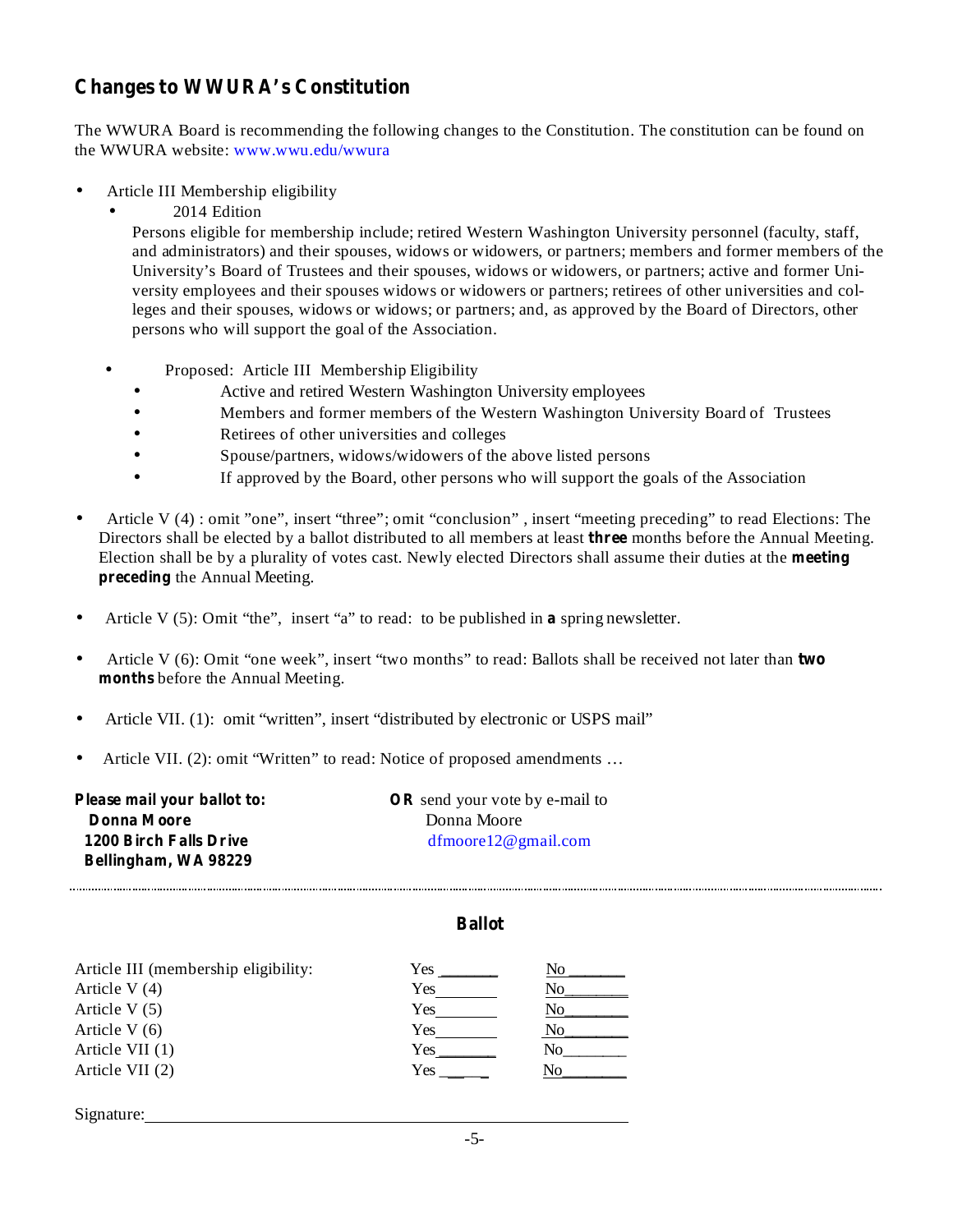## Changes to WWURA's Constitution

The WWURA Board is recommending the following changes to the Constitution. The constitution can be found on the WWURA website: www.wwu.edu/wwura

- Article III Membership eligibility
  - 2014 Edition

    Persons eligible for membership include; retired Western Washington University personnel (faculty, staff, and administrators) and their spouses, widows or widowers, or partners; members and former members of the University's Board of Trustees and their spouses, widows or widowers, or partners; active and former University employees and their spouses widows or widowers or partners; retirees of other universities and colleges and their spouses, widows or widows; or partners; and, as approved by the Board of Directors, other persons who will support the goal of the Association.

  - Proposed: Article III Membership Eligibility
    - Active and retired Western Washington University employees
    - Members and former members of the Western Washington University Board of Trustees
    - Retirees of other universities and colleges
    - Spouse/partners, widows/widowers of the above listed persons
    - If approved by the Board, other persons who will support the goals of the Association

- Article V (4) : omit "one", insert "three"; omit "conclusion" , insert "meeting preceding" to read Elections: The Directors shall be elected by a ballot distributed to all members at least **three** months before the Annual Meeting. Election shall be by a plurality of votes cast. Newly elected Directors shall assume their duties at the **meeting preceding** the Annual Meeting.

- Article V (5): Omit "the", insert "a" to read: to be published in **a** spring newsletter.

- Article V (6): Omit "one week", insert "two months" to read: Ballots shall be received not later than **two months** before the Annual Meeting.

- Article VII. (1): omit "written", insert "distributed by electronic or USPS mail"

- Article VII. (2): omit "Written" to read: Notice of proposed amendments …

**Please mail your ballot to:**
**Donna Moore**
**1200 Birch Falls Drive**
**Bellingham, WA 98229**

**OR** send your vote by e-mail to
Donna Moore
dfmoore12@gmail.com

---

### Ballot

| | | |
|---|---|---|
| Article III (membership eligibility: | Yes _______ | No _______ |
| Article V (4) | Yes _______ | No _______ |
| Article V (5) | Yes _______ | No _______ |
| Article V (6) | Yes _______ | No _______ |
| Article VII (1) | Yes _______ | No _______ |
| Article VII (2) | Yes _______ | No _______ |

Signature: ________________________________________________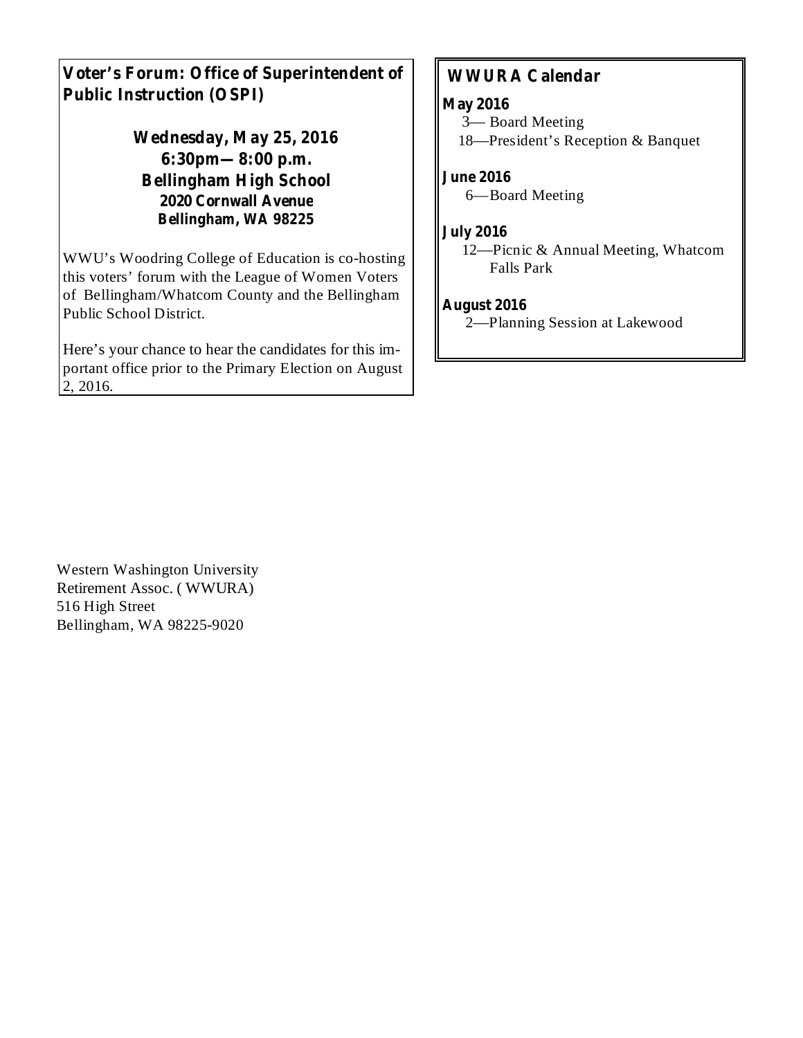## Voter's Forum: Office of Superintendent of Public Instruction (OSPI)

**Wednesday, May 25, 2016**
**6:30pm—8:00 p.m.**
**Bellingham High School**
**2020 Cornwall Avenue**
**Bellingham, WA 98225**

WWU's Woodring College of Education is co-hosting this voters' forum with the League of Women Voters of Bellingham/Whatcom County and the Bellingham Public School District.

Here's your chance to hear the candidates for this important office prior to the Primary Election on August 2, 2016.

## WWURA Calendar

**May 2016**

3— Board Meeting
18—President's Reception & Banquet

**June 2016**

6—Board Meeting

**July 2016**

12—Picnic & Annual Meeting, Whatcom Falls Park

**August 2016**

2—Planning Session at Lakewood

Western Washington University
Retirement Assoc. ( WWURA)
516 High Street
Bellingham, WA 98225-9020